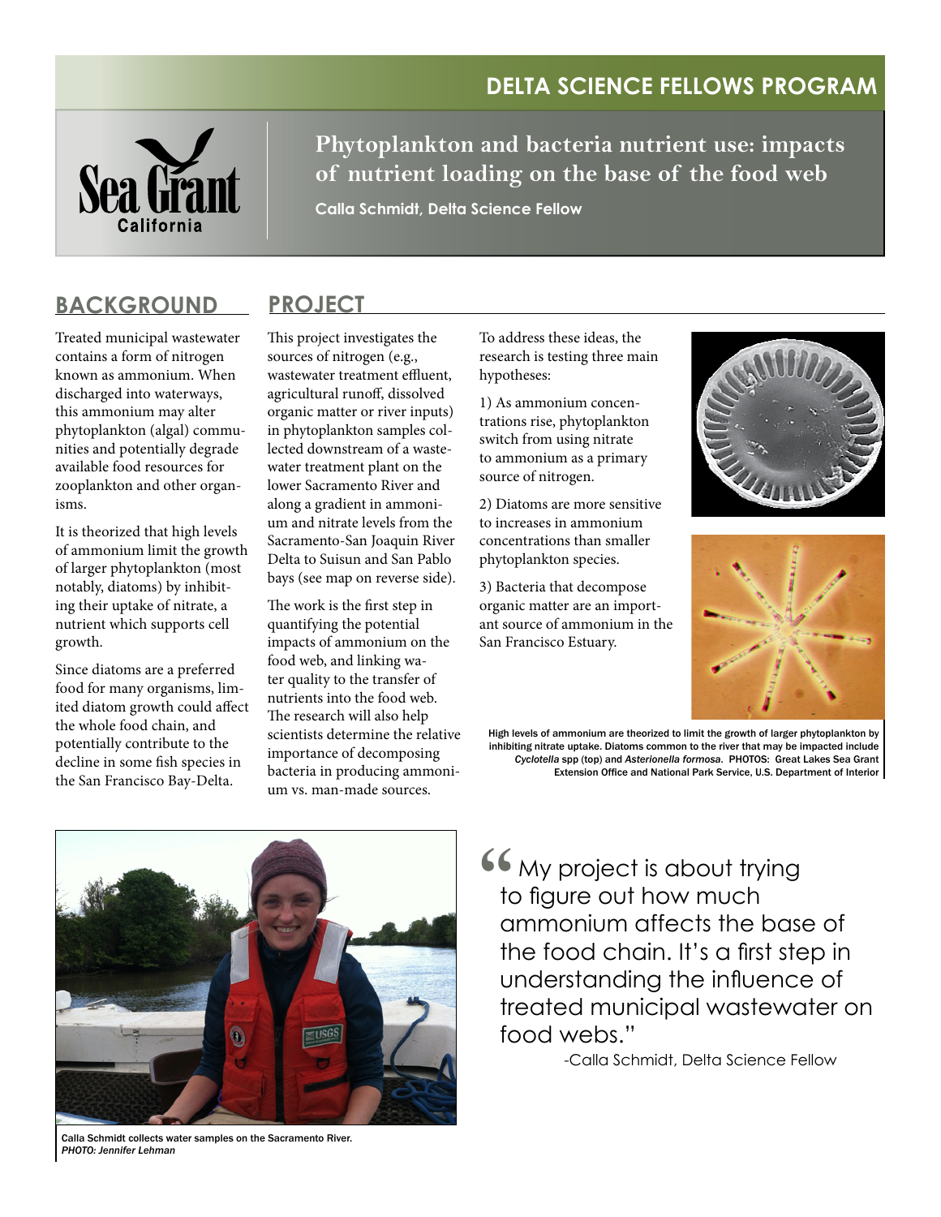# DELTA SCIENCE FELLOWS PROGRAM

Sea Grant California

## Phytoplankton and bacteria nutrient use: impacts of nutrient loading on the base of the food web

**Calla Schmidt, Delta Science Fellow**

## BACKGROUND

Treated municipal wastewater contains a form of nitrogen known as ammonium. When discharged into waterways, this ammonium may alter phytoplankton (algal) communities and potentially degrade available food resources for zooplankton and other organisms.

It is theorized that high levels of ammonium limit the growth of larger phytoplankton (most notably, diatoms) by inhibiting their uptake of nitrate, a nutrient which supports cell growth.

Since diatoms are a preferred food for many organisms, limited diatom growth could affect the whole food chain, and potentially contribute to the decline in some fish species in the San Francisco Bay-Delta.

## PROJECT

This project investigates the sources of nitrogen (e.g., wastewater treatment effluent, agricultural runoff, dissolved organic matter or river inputs) in phytoplankton samples collected downstream of a wastewater treatment plant on the lower Sacramento River and along a gradient in ammonium and nitrate levels from the Sacramento-San Joaquin River Delta to Suisun and San Pablo bays (see map on reverse side).

The work is the first step in quantifying the potential impacts of ammonium on the food web, and linking water quality to the transfer of nutrients into the food web. The research will also help scientists determine the relative importance of decomposing bacteria in producing ammonium vs. man-made sources.

To address these ideas, the research is testing three main hypotheses:

1) As ammonium concentrations rise, phytoplankton switch from using nitrate to ammonium as a primary source of nitrogen.

2) Diatoms are more sensitive to increases in ammonium concentrations than smaller phytoplankton species.

3) Bacteria that decompose organic matter are an important source of ammonium in the San Francisco Estuary.

High levels of ammonium are theorized to limit the growth of larger phytoplankton by inhibiting nitrate uptake. Diatoms common to the river that may be impacted include *Cyclotella* spp (top) and *Asterionella formosa*. PHOTOS: Great Lakes Sea Grant Extension Office and National Park Service, U.S. Department of Interior

Calla Schmidt collects water samples on the Sacramento River. *PHOTO: Jennifer Lehman*

> "My project is about trying to figure out how much ammonium affects the base of the food chain. It's a first step in understanding the influence of treated municipal wastewater on food webs."
>
> -Calla Schmidt, Delta Science Fellow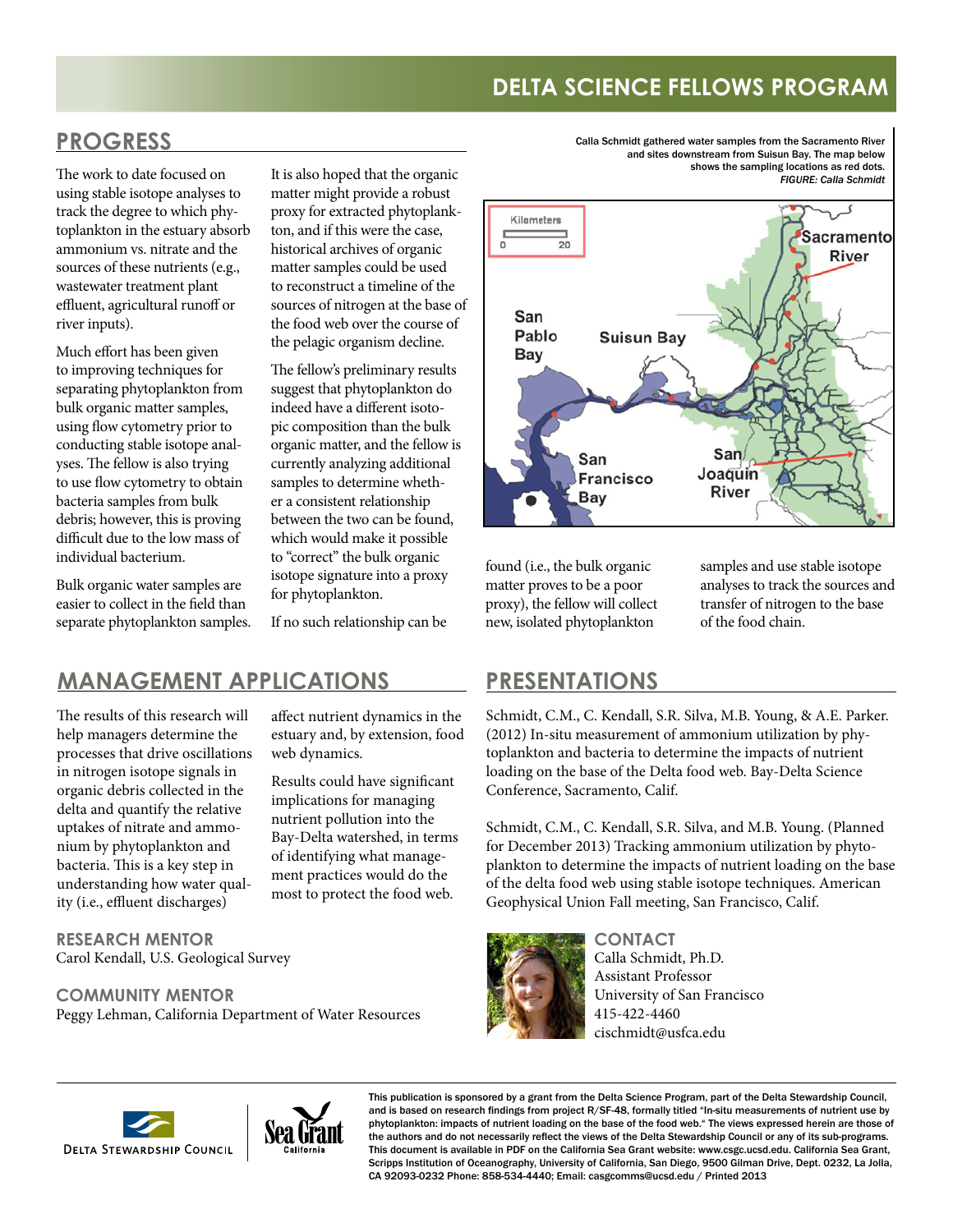## PROGRESS

The work to date focused on using stable isotope analyses to track the degree to which phytoplankton in the estuary absorb ammonium vs. nitrate and the sources of these nutrients (e.g., wastewater treatment plant effluent, agricultural runoff or river inputs).

Much effort has been given to improving techniques for separating phytoplankton from bulk organic matter samples, using flow cytometry prior to conducting stable isotope analyses. The fellow is also trying to use flow cytometry to obtain bacteria samples from bulk debris; however, this is proving difficult due to the low mass of individual bacterium.

Bulk organic water samples are easier to collect in the field than separate phytoplankton samples. It is also hoped that the organic matter might provide a robust proxy for extracted phytoplankton, and if this were the case, historical archives of organic matter samples could be used to reconstruct a timeline of the sources of nitrogen at the base of the food web over the course of the pelagic organism decline.

The fellow's preliminary results suggest that phytoplankton do indeed have a different isotopic composition than the bulk organic matter, and the fellow is currently analyzing additional samples to determine whether a consistent relationship between the two can be found, which would make it possible to "correct" the bulk organic isotope signature into a proxy for phytoplankton.

If no such relationship can be found (i.e., the bulk organic matter proves to be a poor proxy), the fellow will collect new, isolated phytoplankton samples and use stable isotope analyses to track the sources and transfer of nitrogen to the base of the food chain.

Calla Schmidt gathered water samples from the Sacramento River and sites downstream from Suisun Bay. The map below shows the sampling locations as red dots. *FIGURE: Calla Schmidt*

Kilometers
0
20
Sacramento River
San Pablo Bay
Suisun Bay
San Francisco Bay
San Joaquin River

## MANAGEMENT APPLICATIONS

The results of this research will help managers determine the processes that drive oscillations in nitrogen isotope signals in organic debris collected in the delta and quantify the relative uptakes of nitrate and ammonium by phytoplankton and bacteria. This is a key step in understanding how water quality (i.e., effluent discharges) affect nutrient dynamics in the estuary and, by extension, food web dynamics.

Results could have significant implications for managing nutrient pollution into the Bay-Delta watershed, in terms of identifying what management practices would do the most to protect the food web.

## PRESENTATIONS

Schmidt, C.M., C. Kendall, S.R. Silva, M.B. Young, & A.E. Parker. (2012) In-situ measurement of ammonium utilization by phytoplankton and bacteria to determine the impacts of nutrient loading on the base of the Delta food web. Bay-Delta Science Conference, Sacramento, Calif.

Schmidt, C.M., C. Kendall, S.R. Silva, and M.B. Young. (Planned for December 2013) Tracking ammonium utilization by phytoplankton to determine the impacts of nutrient loading on the base of the delta food web using stable isotope techniques. American Geophysical Union Fall meeting, San Francisco, Calif.

### RESEARCH MENTOR

Carol Kendall, U.S. Geological Survey

### COMMUNITY MENTOR

Peggy Lehman, California Department of Water Resources

### CONTACT

Calla Schmidt, Ph.D.
Assistant Professor
University of San Francisco
415-422-4460
cischmidt@usfca.edu

Delta Stewardship Council
Sea Grant California

This publication is sponsored by a grant from the Delta Science Program, part of the Delta Stewardship Council, and is based on research findings from project R/SF-48, formally titled "In-situ measurements of nutrient use by phytoplankton: impacts of nutrient loading on the base of the food web." The views expressed herein are those of the authors and do not necessarily reflect the views of the Delta Stewardship Council or any of its sub-programs. This document is available in PDF on the California Sea Grant website: www.csgc.ucsd.edu. California Sea Grant, Scripps Institution of Oceanography, University of California, San Diego, 9500 Gilman Drive, Dept. 0232, La Jolla, CA 92093-0232 Phone: 858-534-4440; Email: casgcomms@ucsd.edu / Printed 2013